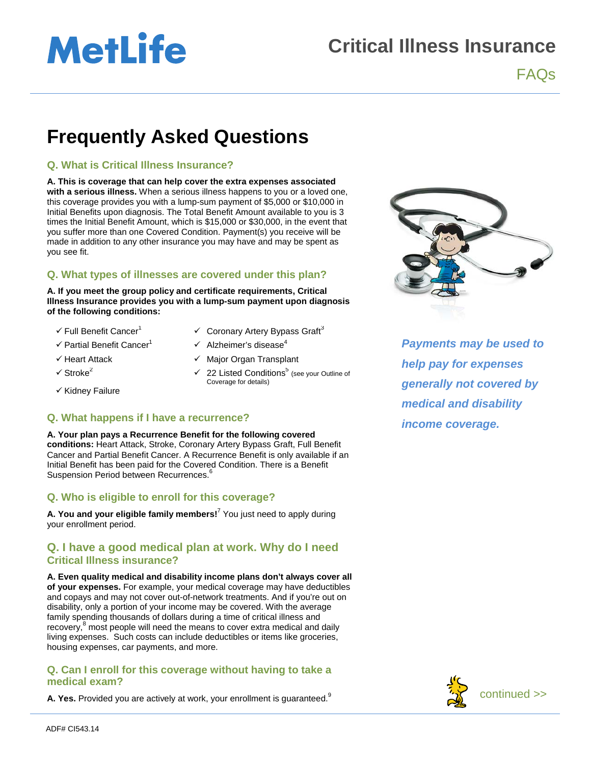# Critical Illness Insurance

FAQs

## Frequently Asked Questions

### Q. What is Critical Illness Insurance?

**A. This is coverage that can help cover the extra expenses associated with a serious illness.** When a serious illness happens to you or a loved one, this coverage provides you with a lump-sum payment of $5,000 or $10,000 in Initial Benefits upon diagnosis. The Total Benefit Amount available to you is 3 times the Initial Benefit Amount, which is $15,000 or $30,000, in the event that you suffer more than one Covered Condition. Payment(s) you receive will be made in addition to any other insurance you may have and may be spent as you see fit.

### Q. What types of illnesses are covered under this plan?

**A. If you meet the group policy and certificate requirements, Critical Illness Insurance provides you with a lump-sum payment upon diagnosis of the following conditions:**

- ✓ Full Benefit Cancer[1]
- ✓ Partial Benefit Cancer[1]
- ✓ Heart Attack
- ✓ Stroke[2]
- ✓ Kidney Failure
- ✓ Coronary Artery Bypass Graft[3]
- ✓ Alzheimer's disease[4]
- ✓ Major Organ Transplant
- ✓ 22 Listed Conditions[5] (see your Outline of Coverage for details)

### Q. What happens if I have a recurrence?

**A. Your plan pays a Recurrence Benefit for the following covered conditions:** Heart Attack, Stroke, Coronary Artery Bypass Graft, Full Benefit Cancer and Partial Benefit Cancer. A Recurrence Benefit is only available if an Initial Benefit has been paid for the Covered Condition. There is a Benefit Suspension Period between Recurrences.[6]

### Q. Who is eligible to enroll for this coverage?

**A. You and your eligible family members!**[7] You just need to apply during your enrollment period.

### Q. I have a good medical plan at work. Why do I need Critical Illness insurance?

**A. Even quality medical and disability income plans don't always cover all of your expenses.** For example, your medical coverage may have deductibles and copays and may not cover out-of-network treatments. And if you're out on disability, only a portion of your income may be covered. With the average family spending thousands of dollars during a time of critical illness and recovery,[8] most people will need the means to cover extra medical and daily living expenses. Such costs can include deductibles or items like groceries, housing expenses, car payments, and more.

### Q. Can I enroll for this coverage without having to take a medical exam?

**A. Yes.** Provided you are actively at work, your enrollment is guaranteed.[9]

***Payments may be used to help pay for expenses generally not covered by medical and disability income coverage.***

continued >>

ADF# CI543.14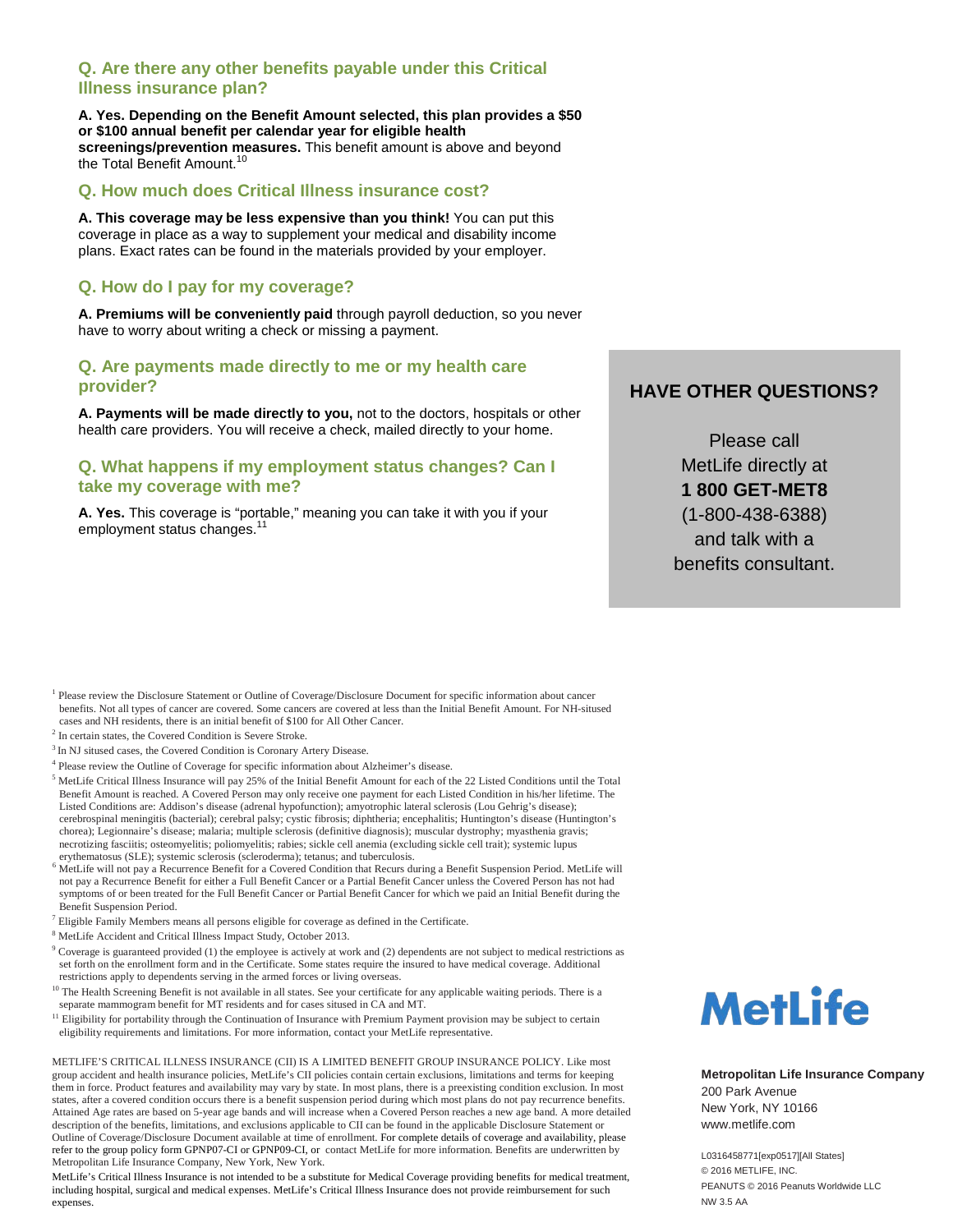## Q. Are there any other benefits payable under this Critical Illness insurance plan?

**A. Yes. Depending on the Benefit Amount selected, this plan provides a $50 or $100 annual benefit per calendar year for eligible health screenings/prevention measures.** This benefit amount is above and beyond the Total Benefit Amount.[10]

## Q. How much does Critical Illness insurance cost?

**A. This coverage may be less expensive than you think!** You can put this coverage in place as a way to supplement your medical and disability income plans. Exact rates can be found in the materials provided by your employer.

## Q. How do I pay for my coverage?

**A. Premiums will be conveniently paid** through payroll deduction, so you never have to worry about writing a check or missing a payment.

## Q. Are payments made directly to me or my health care provider?

**A. Payments will be made directly to you,** not to the doctors, hospitals or other health care providers. You will receive a check, mailed directly to your home.

## Q. What happens if my employment status changes? Can I take my coverage with me?

**A. Yes.** This coverage is "portable," meaning you can take it with you if your employment status changes.[11]

### HAVE OTHER QUESTIONS?

Please call MetLife directly at **1 800 GET-MET8** (1-800-438-6388) and talk with a benefits consultant.

[1] Please review the Disclosure Statement or Outline of Coverage/Disclosure Document for specific information about cancer benefits. Not all types of cancer are covered. Some cancers are covered at less than the Initial Benefit Amount. For NH-sitused cases and NH residents, there is an initial benefit of $100 for All Other Cancer.

[2] In certain states, the Covered Condition is Severe Stroke.

[3] In NJ sitused cases, the Covered Condition is Coronary Artery Disease.

[4] Please review the Outline of Coverage for specific information about Alzheimer's disease.

[5] MetLife Critical Illness Insurance will pay 25% of the Initial Benefit Amount for each of the 22 Listed Conditions until the Total Benefit Amount is reached. A Covered Person may only receive one payment for each Listed Condition in his/her lifetime. The Listed Conditions are: Addison's disease (adrenal hypofunction); amyotrophic lateral sclerosis (Lou Gehrig's disease); cerebrospinal meningitis (bacterial); cerebral palsy; cystic fibrosis; diphtheria; encephalitis; Huntington's disease (Huntington's chorea); Legionnaire's disease; malaria; multiple sclerosis (definitive diagnosis); muscular dystrophy; myasthenia gravis; necrotizing fasciitis; osteomyelitis; poliomyelitis; rabies; sickle cell anemia (excluding sickle cell trait); systemic lupus erythematosus (SLE); systemic sclerosis (scleroderma); tetanus; and tuberculosis.

[6] MetLife will not pay a Recurrence Benefit for a Covered Condition that Recurs during a Benefit Suspension Period. MetLife will not pay a Recurrence Benefit for either a Full Benefit Cancer or a Partial Benefit Cancer unless the Covered Person has not had symptoms of or been treated for the Full Benefit Cancer or Partial Benefit Cancer for which we paid an Initial Benefit during the Benefit Suspension Period.

[7] Eligible Family Members means all persons eligible for coverage as defined in the Certificate.

[8] MetLife Accident and Critical Illness Impact Study, October 2013.

[9] Coverage is guaranteed provided (1) the employee is actively at work and (2) dependents are not subject to medical restrictions as set forth on the enrollment form and in the Certificate. Some states require the insured to have medical coverage. Additional restrictions apply to dependents serving in the armed forces or living overseas.

[10] The Health Screening Benefit is not available in all states. See your certificate for any applicable waiting periods. There is a separate mammogram benefit for MT residents and for cases sitused in CA and MT.

[11] Eligibility for portability through the Continuation of Insurance with Premium Payment provision may be subject to certain eligibility requirements and limitations. For more information, contact your MetLife representative.

METLIFE'S CRITICAL ILLNESS INSURANCE (CII) IS A LIMITED BENEFIT GROUP INSURANCE POLICY. Like most group accident and health insurance policies, MetLife's CII policies contain certain exclusions, limitations and terms for keeping them in force. Product features and availability may vary by state. In most plans, there is a preexisting condition exclusion. In most states, after a covered condition occurs there is a benefit suspension period during which most plans do not pay recurrence benefits. Attained Age rates are based on 5-year age bands and will increase when a Covered Person reaches a new age band. A more detailed description of the benefits, limitations, and exclusions applicable to CII can be found in the applicable Disclosure Statement or Outline of Coverage/Disclosure Document available at time of enrollment. For complete details of coverage and availability, please refer to the group policy form GPNP07-CI or GPNP09-CI, or contact MetLife for more information. Benefits are underwritten by Metropolitan Life Insurance Company, New York, New York.

MetLife's Critical Illness Insurance is not intended to be a substitute for Medical Coverage providing benefits for medical treatment, including hospital, surgical and medical expenses. MetLife's Critical Illness Insurance does not provide reimbursement for such expenses.

MetLife

**Metropolitan Life Insurance Company**
200 Park Avenue
New York, NY 10166
www.metlife.com

L0316458771[exp0517][All States]
© 2016 METLIFE, INC.
PEANUTS © 2016 Peanuts Worldwide LLC
NW 3.5 AA